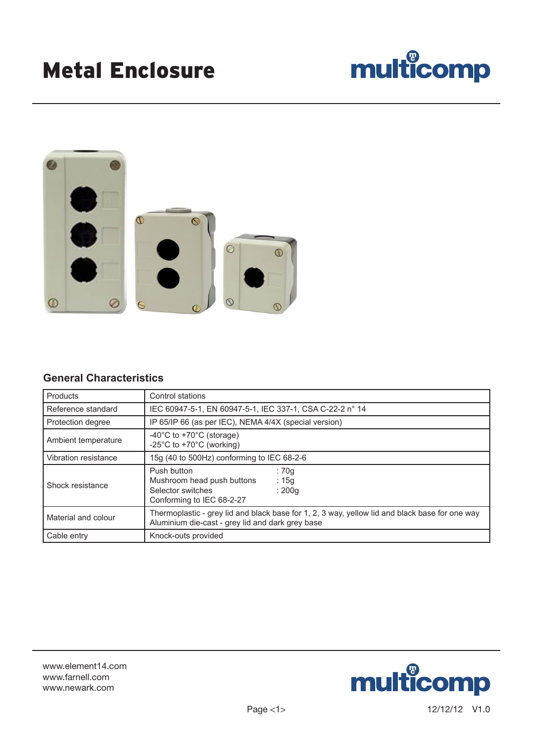# Metal Enclosure

## General Characteristics

| Products | Control stations |
|---|---|
| Reference standard | IEC 60947-5-1, EN 60947-5-1, IEC 337-1, CSA C-22-2 n° 14 |
| Protection degree | IP 65/IP 66 (as per IEC), NEMA 4/4X (special version) |
| Ambient temperature | -40°C to +70°C (storage)<br>-25°C to +70°C (working) |
| Vibration resistance | 15g (40 to 500Hz) conforming to IEC 68-2-6 |
| Shock resistance | Push button : 70g<br>Mushroom head push buttons : 15g<br>Selector switches : 200g<br>Conforming to IEC 68-2-27 |
| Material and colour | Thermoplastic - grey lid and black base for 1, 2, 3 way, yellow lid and black base for one way<br>Aluminium die-cast - grey lid and dark grey base |
| Cable entry | Knock-outs provided |

www.element14.com
www.farnell.com
www.newark.com

12/12/12 V1.0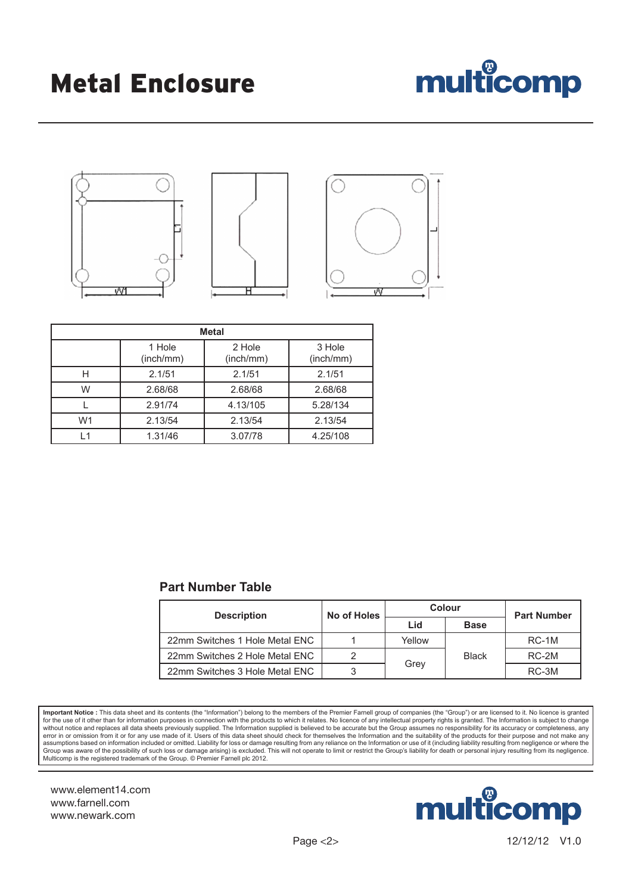# Metal Enclosure

W1
L1
H
W
L

| Metal | | | |
|---|---|---|---|
| | 1 Hole (inch/mm) | 2 Hole (inch/mm) | 3 Hole (inch/mm) |
| H | 2.1/51 | 2.1/51 | 2.1/51 |
| W | 2.68/68 | 2.68/68 | 2.68/68 |
| L | 2.91/74 | 4.13/105 | 5.28/134 |
| W1 | 2.13/54 | 2.13/54 | 2.13/54 |
| L1 | 1.31/46 | 3.07/78 | 4.25/108 |

## Part Number Table

| Description | No of Holes | Colour | | Part Number |
|---|---|---|---|---|
| | | Lid | Base | |
| 22mm Switches 1 Hole Metal ENC | 1 | Yellow | Black | RC-1M |
| 22mm Switches 2 Hole Metal ENC | 2 | Grey | Black | RC-2M |
| 22mm Switches 3 Hole Metal ENC | 3 | Grey | Black | RC-3M |

**Important Notice :** This data sheet and its contents (the "Information") belong to the members of the Premier Farnell group of companies (the "Group") or are licensed to it. No licence is granted for the use of it other than for information purposes in connection with the products to which it relates. No licence of any intellectual property rights is granted. The Information is subject to change without notice and replaces all data sheets previously supplied. The Information supplied is believed to be accurate but the Group assumes no responsibility for its accuracy or completeness, any error in or omission from it or for any use made of it. Users of this data sheet should check for themselves the Information and the suitability of the products for their purpose and not make any assumptions based on information included or omitted. Liability for loss or damage resulting from any reliance on the Information or use of it (including liability resulting from negligence or where the Group was aware of the possibility of such loss or damage arising) is excluded. This will not operate to limit or restrict the Group's liability for death or personal injury resulting from its negligence. Multicomp is the registered trademark of the Group. © Premier Farnell plc 2012.

www.element14.com
www.farnell.com
www.newark.com

12/12/12 V1.0